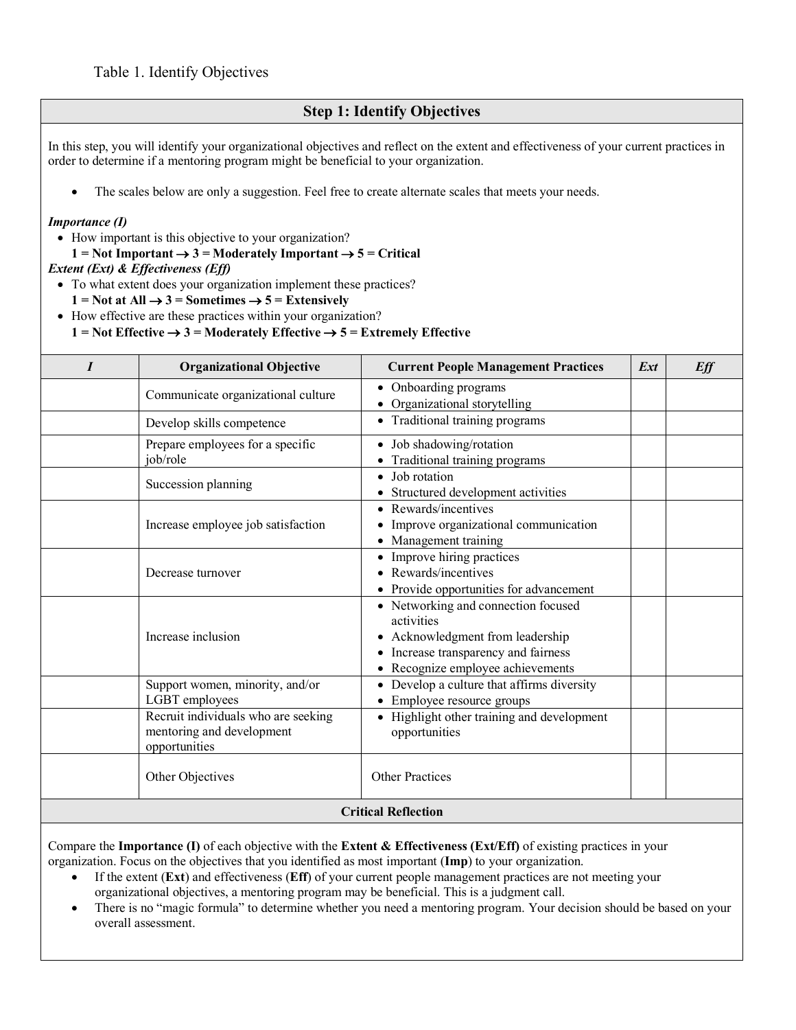Table 1. Identify Objectives

## Step 1: Identify Objectives

In this step, you will identify your organizational objectives and reflect on the extent and effectiveness of your current practices in order to determine if a mentoring program might be beneficial to your organization.

- The scales below are only a suggestion. Feel free to create alternate scales that meets your needs.

***Importance (I)***

- How important is this objective to your organization?
  **1 = Not Important → 3 = Moderately Important → 5 = Critical**

***Extent (Ext) & Effectiveness (Eff)***

- To what extent does your organization implement these practices?
  **1 = Not at All → 3 = Sometimes → 5 = Extensively**
- How effective are these practices within your organization?
  **1 = Not Effective → 3 = Moderately Effective → 5 = Extremely Effective**

| *I* | Organizational Objective | Current People Management Practices | *Ext* | *Eff* |
|---|---|---|---|---|
| | Communicate organizational culture | • Onboarding programs<br>• Organizational storytelling | | |
| | Develop skills competence | • Traditional training programs | | |
| | Prepare employees for a specific job/role | • Job shadowing/rotation<br>• Traditional training programs | | |
| | Succession planning | • Job rotation<br>• Structured development activities | | |
| | Increase employee job satisfaction | • Rewards/incentives<br>• Improve organizational communication<br>• Management training | | |
| | Decrease turnover | • Improve hiring practices<br>• Rewards/incentives<br>• Provide opportunities for advancement | | |
| | Increase inclusion | • Networking and connection focused activities<br>• Acknowledgment from leadership<br>• Increase transparency and fairness<br>• Recognize employee achievements | | |
| | Support women, minority, and/or LGBT employees | • Develop a culture that affirms diversity<br>• Employee resource groups | | |
| | Recruit individuals who are seeking mentoring and development opportunities | • Highlight other training and development opportunities | | |
| | Other Objectives | Other Practices | | |

### Critical Reflection

Compare the **Importance (I)** of each objective with the **Extent & Effectiveness (Ext/Eff)** of existing practices in your organization. Focus on the objectives that you identified as most important (**Imp**) to your organization.

- If the extent (**Ext**) and effectiveness (**Eff**) of your current people management practices are not meeting your organizational objectives, a mentoring program may be beneficial. This is a judgment call.
- There is no "magic formula" to determine whether you need a mentoring program. Your decision should be based on your overall assessment.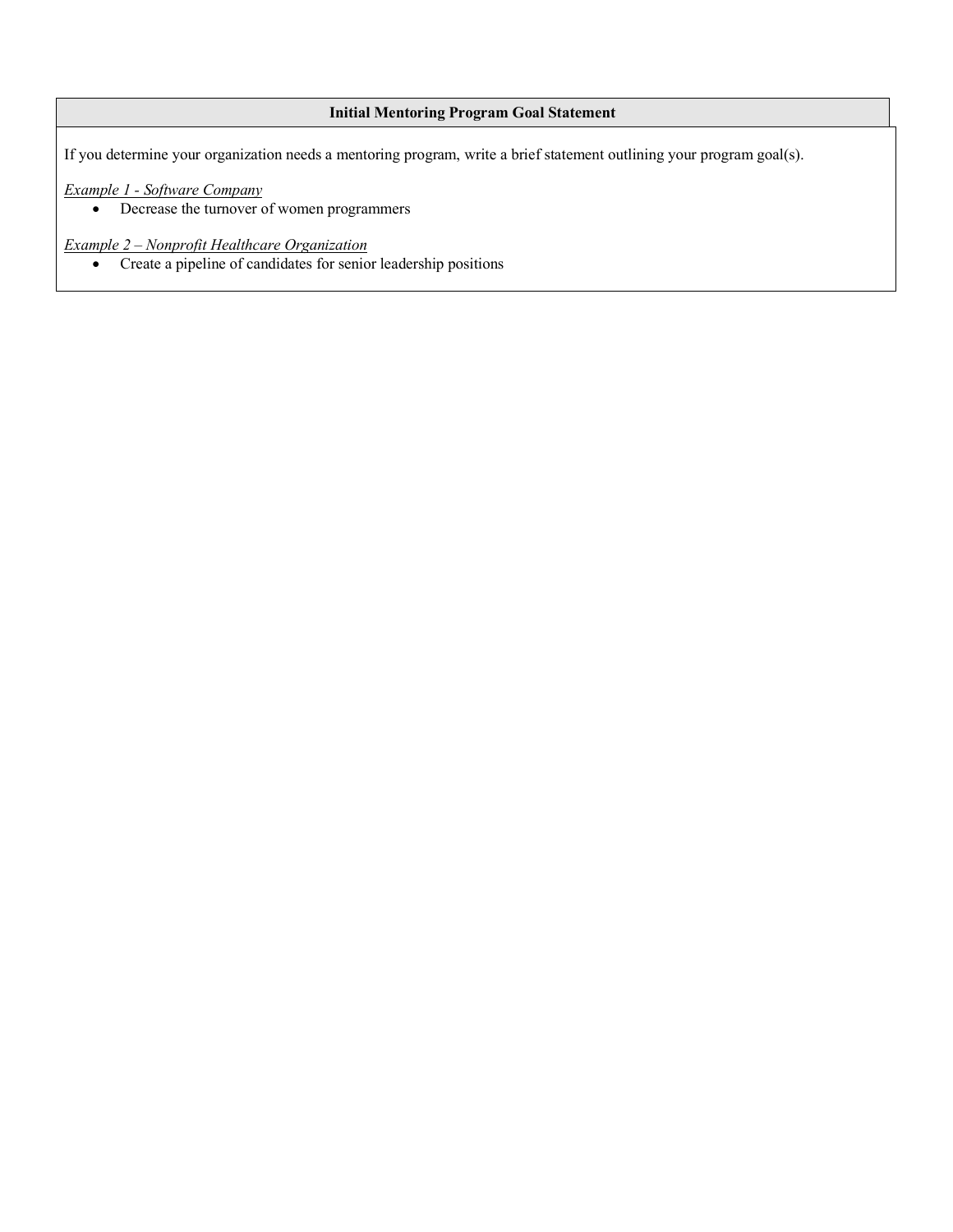## Initial Mentoring Program Goal Statement

If you determine your organization needs a mentoring program, write a brief statement outlining your program goal(s).

*Example 1 - Software Company*

- Decrease the turnover of women programmers

*Example 2 – Nonprofit Healthcare Organization*

- Create a pipeline of candidates for senior leadership positions